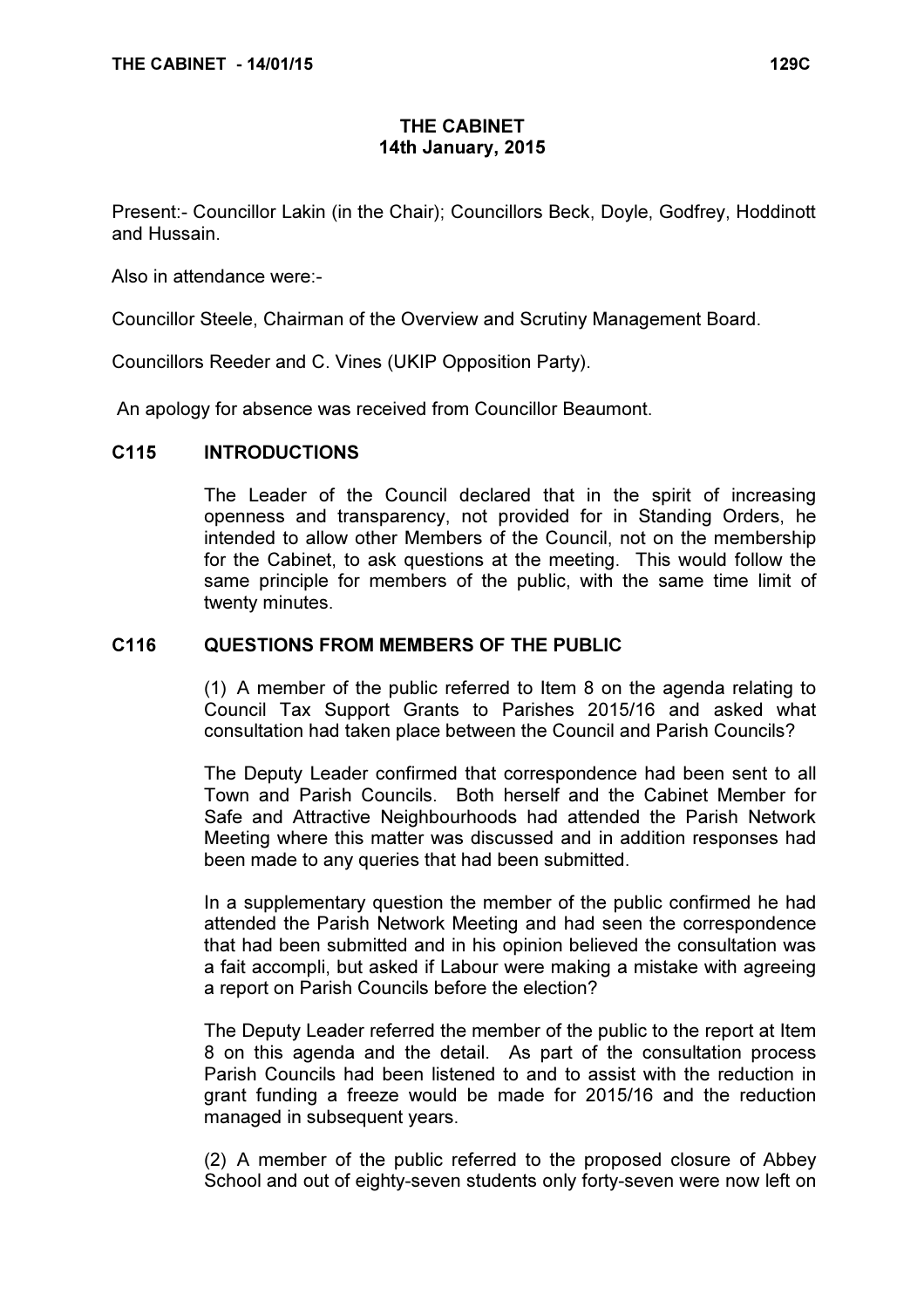# THE CABINET
## 14th January, 2015

Present:- Councillor Lakin (in the Chair); Councillors Beck, Doyle, Godfrey, Hoddinott and Hussain.

Also in attendance were:-

Councillor Steele, Chairman of the Overview and Scrutiny Management Board.

Councillors Reeder and C. Vines (UKIP Opposition Party).

An apology for absence was received from Councillor Beaumont.

### C115 INTRODUCTIONS

The Leader of the Council declared that in the spirit of increasing openness and transparency, not provided for in Standing Orders, he intended to allow other Members of the Council, not on the membership for the Cabinet, to ask questions at the meeting. This would follow the same principle for members of the public, with the same time limit of twenty minutes.

### C116 QUESTIONS FROM MEMBERS OF THE PUBLIC

(1) A member of the public referred to Item 8 on the agenda relating to Council Tax Support Grants to Parishes 2015/16 and asked what consultation had taken place between the Council and Parish Councils?

The Deputy Leader confirmed that correspondence had been sent to all Town and Parish Councils. Both herself and the Cabinet Member for Safe and Attractive Neighbourhoods had attended the Parish Network Meeting where this matter was discussed and in addition responses had been made to any queries that had been submitted.

In a supplementary question the member of the public confirmed he had attended the Parish Network Meeting and had seen the correspondence that had been submitted and in his opinion believed the consultation was a fait accompli, but asked if Labour were making a mistake with agreeing a report on Parish Councils before the election?

The Deputy Leader referred the member of the public to the report at Item 8 on this agenda and the detail. As part of the consultation process Parish Councils had been listened to and to assist with the reduction in grant funding a freeze would be made for 2015/16 and the reduction managed in subsequent years.

(2) A member of the public referred to the proposed closure of Abbey School and out of eighty-seven students only forty-seven were now left on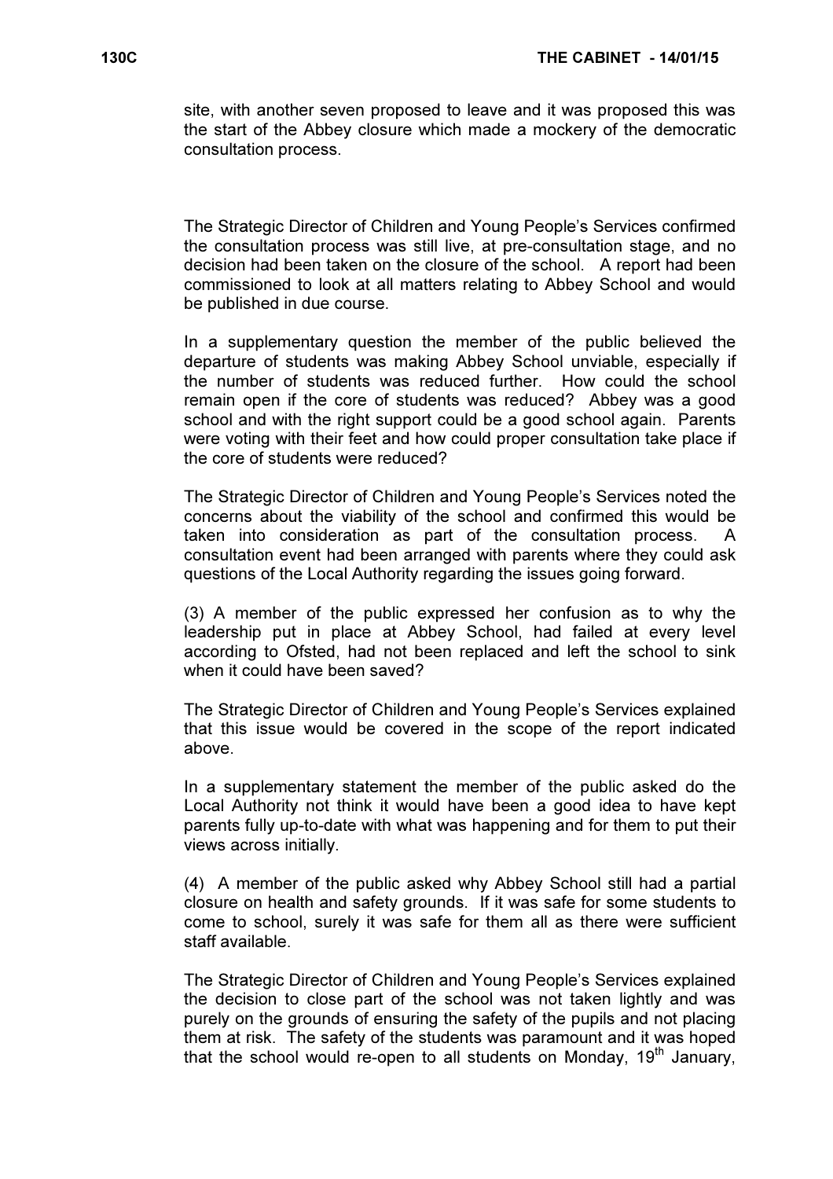site, with another seven proposed to leave and it was proposed this was the start of the Abbey closure which made a mockery of the democratic consultation process.

The Strategic Director of Children and Young People's Services confirmed the consultation process was still live, at pre-consultation stage, and no decision had been taken on the closure of the school. A report had been commissioned to look at all matters relating to Abbey School and would be published in due course.

In a supplementary question the member of the public believed the departure of students was making Abbey School unviable, especially if the number of students was reduced further. How could the school remain open if the core of students was reduced? Abbey was a good school and with the right support could be a good school again. Parents were voting with their feet and how could proper consultation take place if the core of students were reduced?

The Strategic Director of Children and Young People's Services noted the concerns about the viability of the school and confirmed this would be taken into consideration as part of the consultation process. A consultation event had been arranged with parents where they could ask questions of the Local Authority regarding the issues going forward.

(3) A member of the public expressed her confusion as to why the leadership put in place at Abbey School, had failed at every level according to Ofsted, had not been replaced and left the school to sink when it could have been saved?

The Strategic Director of Children and Young People's Services explained that this issue would be covered in the scope of the report indicated above.

In a supplementary statement the member of the public asked do the Local Authority not think it would have been a good idea to have kept parents fully up-to-date with what was happening and for them to put their views across initially.

(4) A member of the public asked why Abbey School still had a partial closure on health and safety grounds. If it was safe for some students to come to school, surely it was safe for them all as there were sufficient staff available.

The Strategic Director of Children and Young People's Services explained the decision to close part of the school was not taken lightly and was purely on the grounds of ensuring the safety of the pupils and not placing them at risk. The safety of the students was paramount and it was hoped that the school would re-open to all students on Monday, 19th January,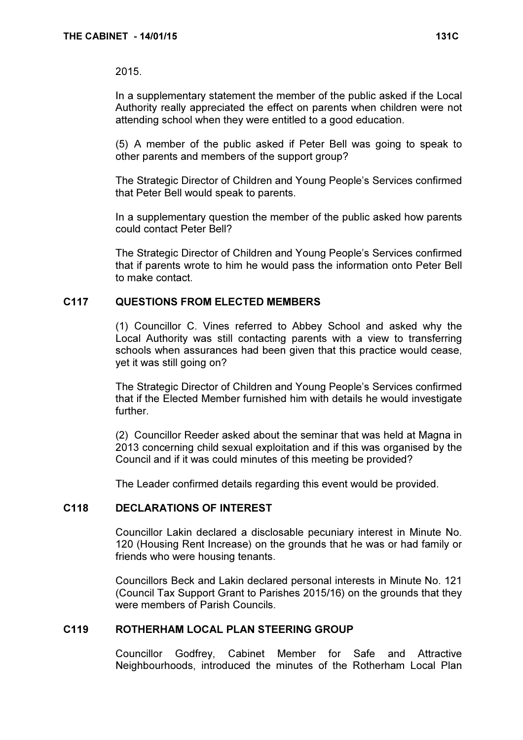2015.

In a supplementary statement the member of the public asked if the Local Authority really appreciated the effect on parents when children were not attending school when they were entitled to a good education.

(5) A member of the public asked if Peter Bell was going to speak to other parents and members of the support group?

The Strategic Director of Children and Young People's Services confirmed that Peter Bell would speak to parents.

In a supplementary question the member of the public asked how parents could contact Peter Bell?

The Strategic Director of Children and Young People's Services confirmed that if parents wrote to him he would pass the information onto Peter Bell to make contact.

## C117 QUESTIONS FROM ELECTED MEMBERS

(1) Councillor C. Vines referred to Abbey School and asked why the Local Authority was still contacting parents with a view to transferring schools when assurances had been given that this practice would cease, yet it was still going on?

The Strategic Director of Children and Young People's Services confirmed that if the Elected Member furnished him with details he would investigate further.

(2) Councillor Reeder asked about the seminar that was held at Magna in 2013 concerning child sexual exploitation and if this was organised by the Council and if it was could minutes of this meeting be provided?

The Leader confirmed details regarding this event would be provided.

## C118 DECLARATIONS OF INTEREST

Councillor Lakin declared a disclosable pecuniary interest in Minute No. 120 (Housing Rent Increase) on the grounds that he was or had family or friends who were housing tenants.

Councillors Beck and Lakin declared personal interests in Minute No. 121 (Council Tax Support Grant to Parishes 2015/16) on the grounds that they were members of Parish Councils.

## C119 ROTHERHAM LOCAL PLAN STEERING GROUP

Councillor Godfrey, Cabinet Member for Safe and Attractive Neighbourhoods, introduced the minutes of the Rotherham Local Plan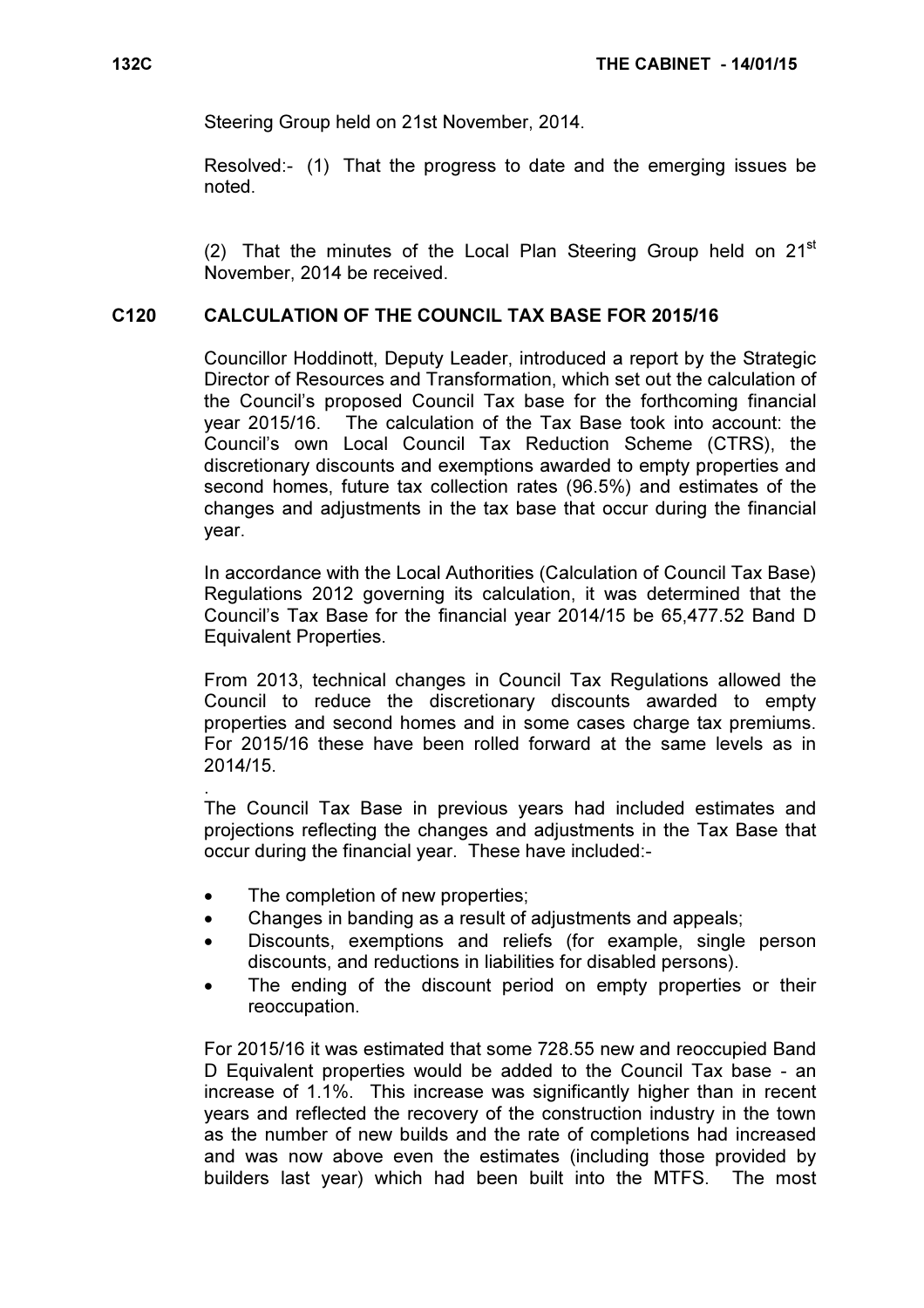Steering Group held on 21st November, 2014.

Resolved:- (1) That the progress to date and the emerging issues be noted.

(2) That the minutes of the Local Plan Steering Group held on 21st November, 2014 be received.

## C120 CALCULATION OF THE COUNCIL TAX BASE FOR 2015/16

Councillor Hoddinott, Deputy Leader, introduced a report by the Strategic Director of Resources and Transformation, which set out the calculation of the Council's proposed Council Tax base for the forthcoming financial year 2015/16. The calculation of the Tax Base took into account: the Council's own Local Council Tax Reduction Scheme (CTRS), the discretionary discounts and exemptions awarded to empty properties and second homes, future tax collection rates (96.5%) and estimates of the changes and adjustments in the tax base that occur during the financial year.

In accordance with the Local Authorities (Calculation of Council Tax Base) Regulations 2012 governing its calculation, it was determined that the Council's Tax Base for the financial year 2014/15 be 65,477.52 Band D Equivalent Properties.

From 2013, technical changes in Council Tax Regulations allowed the Council to reduce the discretionary discounts awarded to empty properties and second homes and in some cases charge tax premiums. For 2015/16 these have been rolled forward at the same levels as in 2014/15.

.
The Council Tax Base in previous years had included estimates and projections reflecting the changes and adjustments in the Tax Base that occur during the financial year. These have included:-

- The completion of new properties;
- Changes in banding as a result of adjustments and appeals;
- Discounts, exemptions and reliefs (for example, single person discounts, and reductions in liabilities for disabled persons).
- The ending of the discount period on empty properties or their reoccupation.

For 2015/16 it was estimated that some 728.55 new and reoccupied Band D Equivalent properties would be added to the Council Tax base - an increase of 1.1%. This increase was significantly higher than in recent years and reflected the recovery of the construction industry in the town as the number of new builds and the rate of completions had increased and was now above even the estimates (including those provided by builders last year) which had been built into the MTFS. The most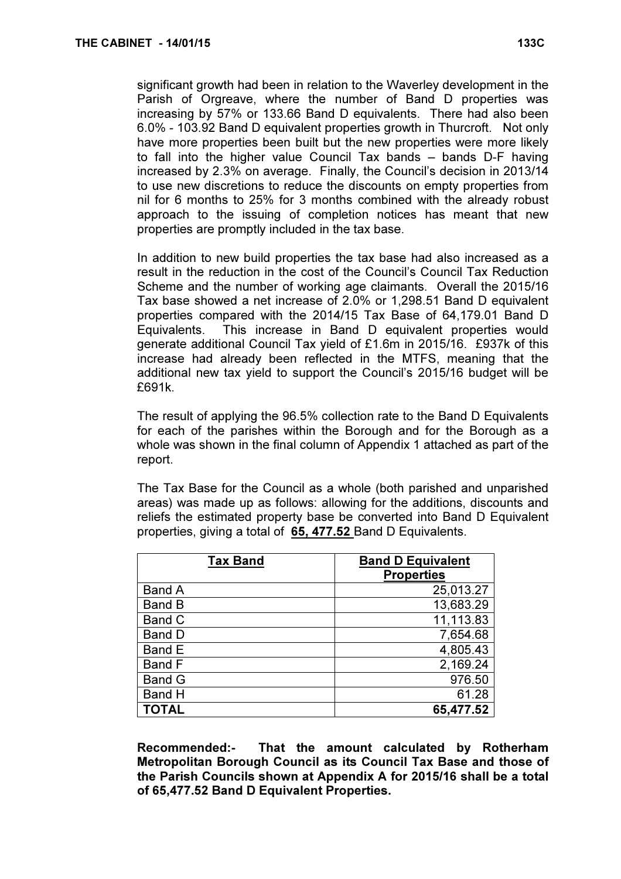significant growth had been in relation to the Waverley development in the Parish of Orgreave, where the number of Band D properties was increasing by 57% or 133.66 Band D equivalents. There had also been 6.0% - 103.92 Band D equivalent properties growth in Thurcroft. Not only have more properties been built but the new properties were more likely to fall into the higher value Council Tax bands – bands D-F having increased by 2.3% on average. Finally, the Council's decision in 2013/14 to use new discretions to reduce the discounts on empty properties from nil for 6 months to 25% for 3 months combined with the already robust approach to the issuing of completion notices has meant that new properties are promptly included in the tax base.

In addition to new build properties the tax base had also increased as a result in the reduction in the cost of the Council's Council Tax Reduction Scheme and the number of working age claimants. Overall the 2015/16 Tax base showed a net increase of 2.0% or 1,298.51 Band D equivalent properties compared with the 2014/15 Tax Base of 64,179.01 Band D Equivalents. This increase in Band D equivalent properties would generate additional Council Tax yield of £1.6m in 2015/16. £937k of this increase had already been reflected in the MTFS, meaning that the additional new tax yield to support the Council's 2015/16 budget will be £691k.

The result of applying the 96.5% collection rate to the Band D Equivalents for each of the parishes within the Borough and for the Borough as a whole was shown in the final column of Appendix 1 attached as part of the report.

The Tax Base for the Council as a whole (both parished and unparished areas) was made up as follows: allowing for the additions, discounts and reliefs the estimated property base be converted into Band D Equivalent properties, giving a total of **65, 477.52** Band D Equivalents.

| Tax Band | Band D Equivalent Properties |
|---|---|
| Band A | 25,013.27 |
| Band B | 13,683.29 |
| Band C | 11,113.83 |
| Band D | 7,654.68 |
| Band E | 4,805.43 |
| Band F | 2,169.24 |
| Band G | 976.50 |
| Band H | 61.28 |
| **TOTAL** | **65,477.52** |

**Recommended:- That the amount calculated by Rotherham Metropolitan Borough Council as its Council Tax Base and those of the Parish Councils shown at Appendix A for 2015/16 shall be a total of 65,477.52 Band D Equivalent Properties.**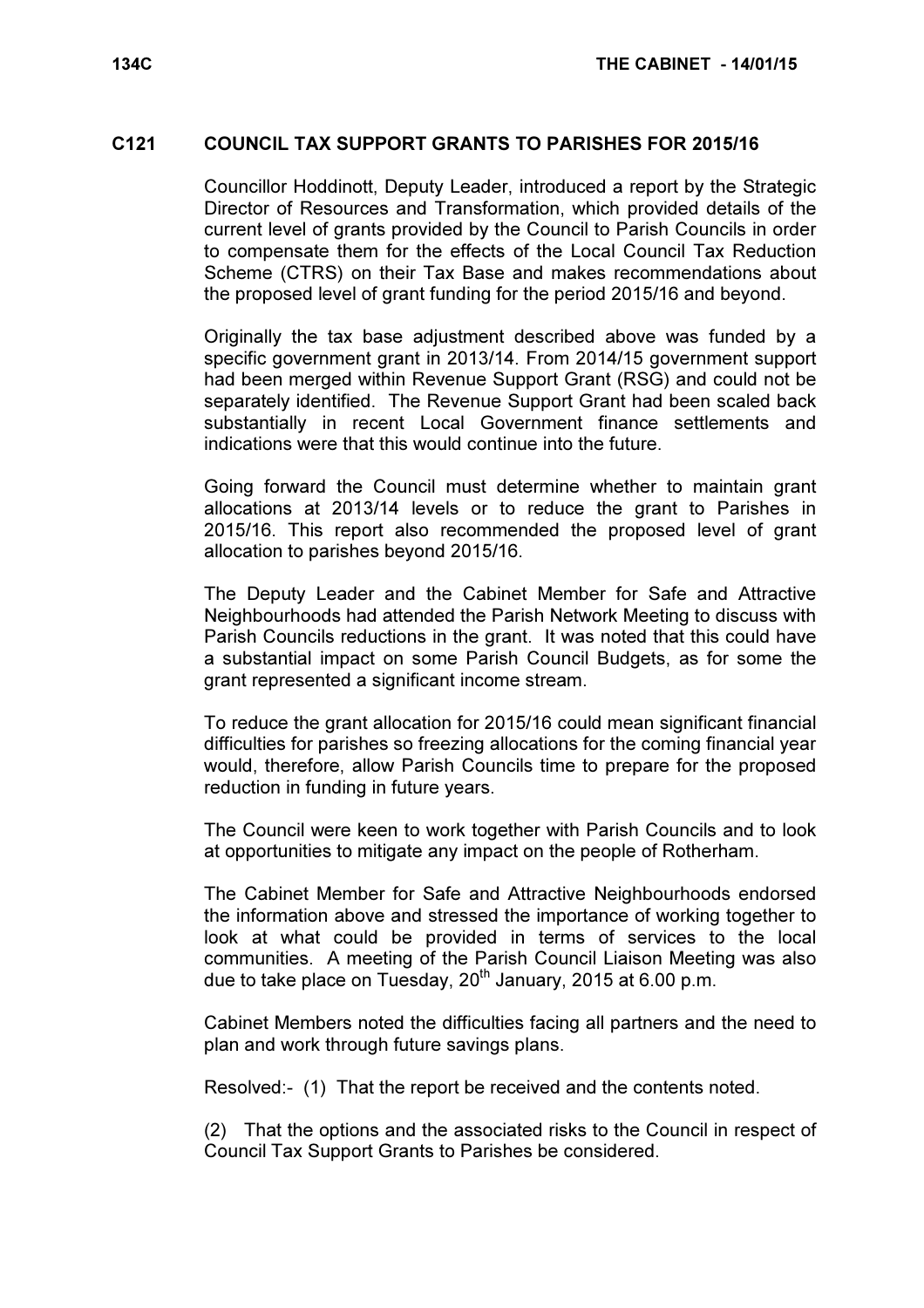## C121 COUNCIL TAX SUPPORT GRANTS TO PARISHES FOR 2015/16

Councillor Hoddinott, Deputy Leader, introduced a report by the Strategic Director of Resources and Transformation, which provided details of the current level of grants provided by the Council to Parish Councils in order to compensate them for the effects of the Local Council Tax Reduction Scheme (CTRS) on their Tax Base and makes recommendations about the proposed level of grant funding for the period 2015/16 and beyond.

Originally the tax base adjustment described above was funded by a specific government grant in 2013/14. From 2014/15 government support had been merged within Revenue Support Grant (RSG) and could not be separately identified. The Revenue Support Grant had been scaled back substantially in recent Local Government finance settlements and indications were that this would continue into the future.

Going forward the Council must determine whether to maintain grant allocations at 2013/14 levels or to reduce the grant to Parishes in 2015/16. This report also recommended the proposed level of grant allocation to parishes beyond 2015/16.

The Deputy Leader and the Cabinet Member for Safe and Attractive Neighbourhoods had attended the Parish Network Meeting to discuss with Parish Councils reductions in the grant. It was noted that this could have a substantial impact on some Parish Council Budgets, as for some the grant represented a significant income stream.

To reduce the grant allocation for 2015/16 could mean significant financial difficulties for parishes so freezing allocations for the coming financial year would, therefore, allow Parish Councils time to prepare for the proposed reduction in funding in future years.

The Council were keen to work together with Parish Councils and to look at opportunities to mitigate any impact on the people of Rotherham.

The Cabinet Member for Safe and Attractive Neighbourhoods endorsed the information above and stressed the importance of working together to look at what could be provided in terms of services to the local communities. A meeting of the Parish Council Liaison Meeting was also due to take place on Tuesday, 20th January, 2015 at 6.00 p.m.

Cabinet Members noted the difficulties facing all partners and the need to plan and work through future savings plans.

Resolved:- (1) That the report be received and the contents noted.

(2) That the options and the associated risks to the Council in respect of Council Tax Support Grants to Parishes be considered.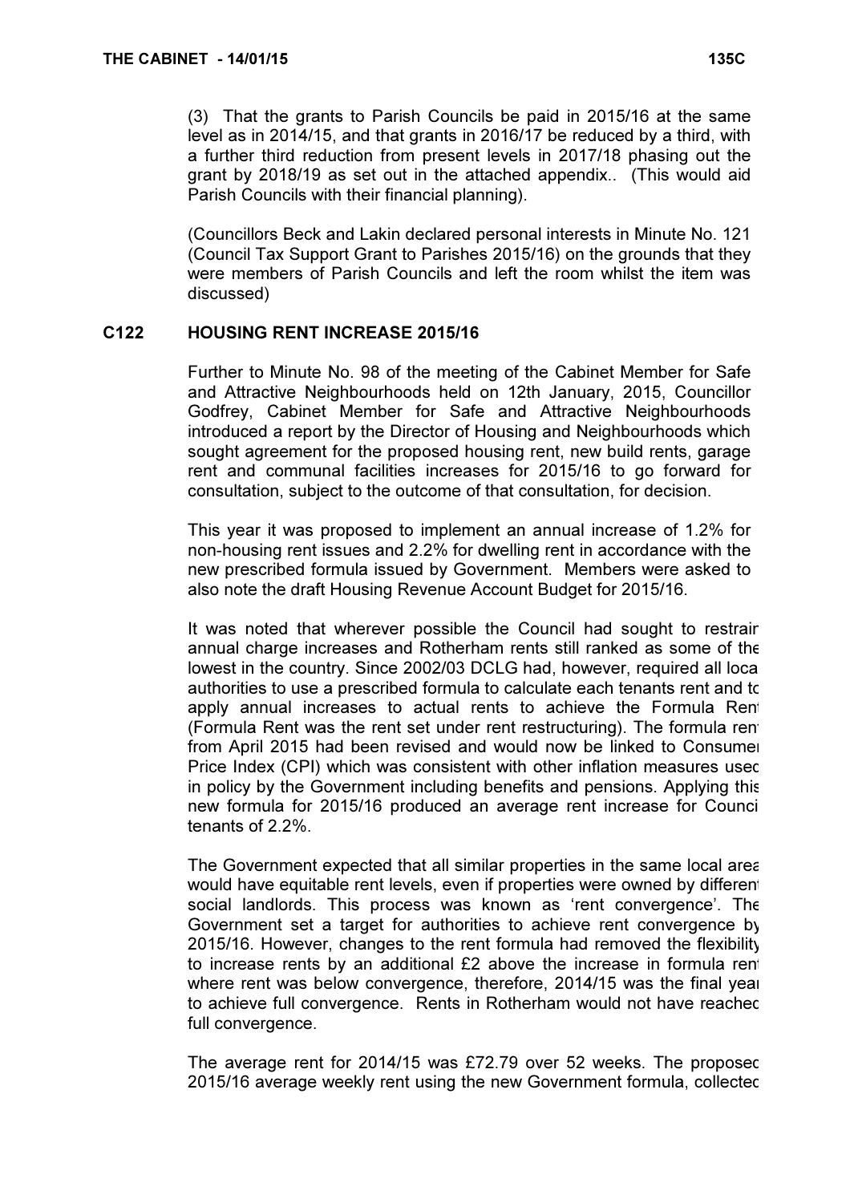(3) That the grants to Parish Councils be paid in 2015/16 at the same level as in 2014/15, and that grants in 2016/17 be reduced by a third, with a further third reduction from present levels in 2017/18 phasing out the grant by 2018/19 as set out in the attached appendix.. (This would aid Parish Councils with their financial planning).

(Councillors Beck and Lakin declared personal interests in Minute No. 121 (Council Tax Support Grant to Parishes 2015/16) on the grounds that they were members of Parish Councils and left the room whilst the item was discussed)

## C122 HOUSING RENT INCREASE 2015/16

Further to Minute No. 98 of the meeting of the Cabinet Member for Safe and Attractive Neighbourhoods held on 12th January, 2015, Councillor Godfrey, Cabinet Member for Safe and Attractive Neighbourhoods introduced a report by the Director of Housing and Neighbourhoods which sought agreement for the proposed housing rent, new build rents, garage rent and communal facilities increases for 2015/16 to go forward for consultation, subject to the outcome of that consultation, for decision.

This year it was proposed to implement an annual increase of 1.2% for non-housing rent issues and 2.2% for dwelling rent in accordance with the new prescribed formula issued by Government. Members were asked to also note the draft Housing Revenue Account Budget for 2015/16.

It was noted that wherever possible the Council had sought to restrain annual charge increases and Rotherham rents still ranked as some of the lowest in the country. Since 2002/03 DCLG had, however, required all local authorities to use a prescribed formula to calculate each tenants rent and to apply annual increases to actual rents to achieve the Formula Rent (Formula Rent was the rent set under rent restructuring). The formula rent from April 2015 had been revised and would now be linked to Consumer Price Index (CPI) which was consistent with other inflation measures used in policy by the Government including benefits and pensions. Applying this new formula for 2015/16 produced an average rent increase for Council tenants of 2.2%.

The Government expected that all similar properties in the same local area would have equitable rent levels, even if properties were owned by different social landlords. This process was known as 'rent convergence'. The Government set a target for authorities to achieve rent convergence by 2015/16. However, changes to the rent formula had removed the flexibility to increase rents by an additional £2 above the increase in formula rent where rent was below convergence, therefore, 2014/15 was the final year to achieve full convergence. Rents in Rotherham would not have reached full convergence.

The average rent for 2014/15 was £72.79 over 52 weeks. The proposed 2015/16 average weekly rent using the new Government formula, collected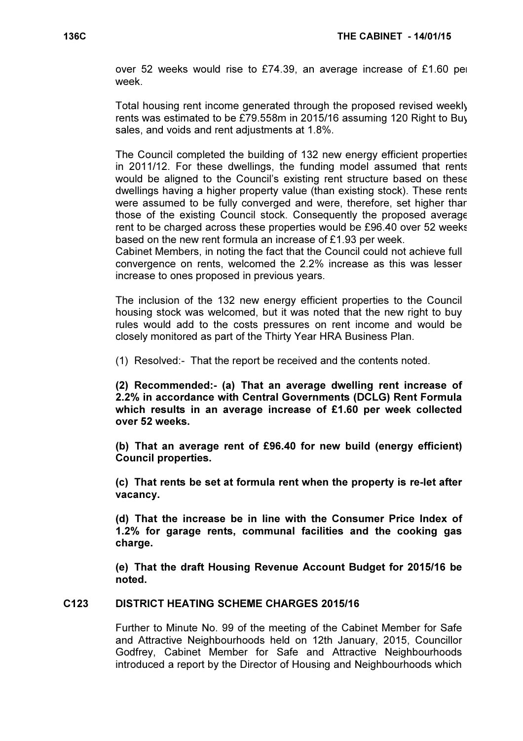over 52 weeks would rise to £74.39, an average increase of £1.60 per week.

Total housing rent income generated through the proposed revised weekly rents was estimated to be £79.558m in 2015/16 assuming 120 Right to Buy sales, and voids and rent adjustments at 1.8%.

The Council completed the building of 132 new energy efficient properties in 2011/12. For these dwellings, the funding model assumed that rents would be aligned to the Council's existing rent structure based on these dwellings having a higher property value (than existing stock). These rents were assumed to be fully converged and were, therefore, set higher than those of the existing Council stock. Consequently the proposed average rent to be charged across these properties would be £96.40 over 52 weeks based on the new rent formula an increase of £1.93 per week.

Cabinet Members, in noting the fact that the Council could not achieve full convergence on rents, welcomed the 2.2% increase as this was lesser increase to ones proposed in previous years.

The inclusion of the 132 new energy efficient properties to the Council housing stock was welcomed, but it was noted that the new right to buy rules would add to the costs pressures on rent income and would be closely monitored as part of the Thirty Year HRA Business Plan.

(1) Resolved:- That the report be received and the contents noted.

**(2) Recommended:- (a) That an average dwelling rent increase of 2.2% in accordance with Central Governments (DCLG) Rent Formula which results in an average increase of £1.60 per week collected over 52 weeks.**

**(b) That an average rent of £96.40 for new build (energy efficient) Council properties.**

**(c) That rents be set at formula rent when the property is re-let after vacancy.**

**(d) That the increase be in line with the Consumer Price Index of 1.2% for garage rents, communal facilities and the cooking gas charge.**

**(e) That the draft Housing Revenue Account Budget for 2015/16 be noted.**

## C123 DISTRICT HEATING SCHEME CHARGES 2015/16

Further to Minute No. 99 of the meeting of the Cabinet Member for Safe and Attractive Neighbourhoods held on 12th January, 2015, Councillor Godfrey, Cabinet Member for Safe and Attractive Neighbourhoods introduced a report by the Director of Housing and Neighbourhoods which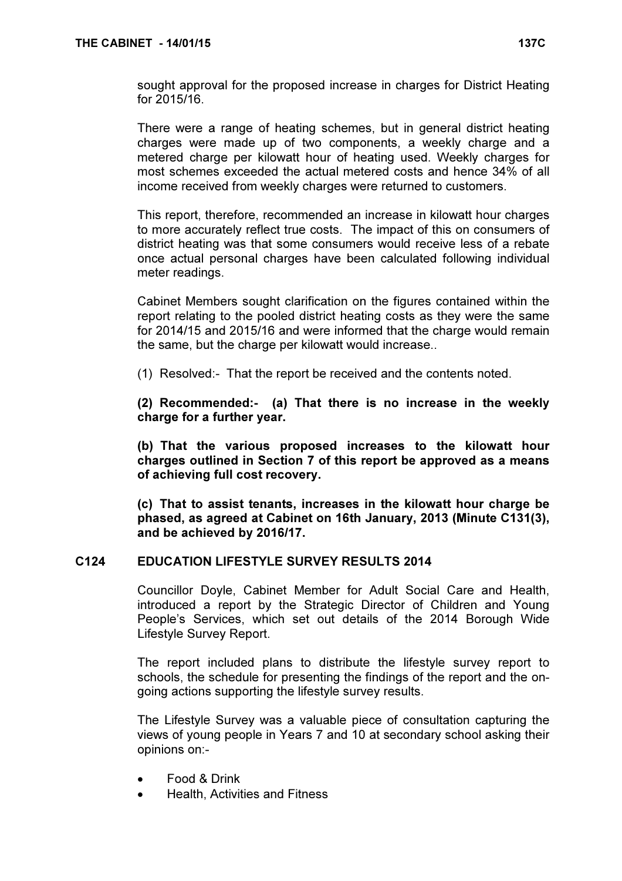sought approval for the proposed increase in charges for District Heating for 2015/16.

There were a range of heating schemes, but in general district heating charges were made up of two components, a weekly charge and a metered charge per kilowatt hour of heating used. Weekly charges for most schemes exceeded the actual metered costs and hence 34% of all income received from weekly charges were returned to customers.

This report, therefore, recommended an increase in kilowatt hour charges to more accurately reflect true costs. The impact of this on consumers of district heating was that some consumers would receive less of a rebate once actual personal charges have been calculated following individual meter readings.

Cabinet Members sought clarification on the figures contained within the report relating to the pooled district heating costs as they were the same for 2014/15 and 2015/16 and were informed that the charge would remain the same, but the charge per kilowatt would increase..

(1) Resolved:- That the report be received and the contents noted.

**(2) Recommended:- (a) That there is no increase in the weekly charge for a further year.**

**(b) That the various proposed increases to the kilowatt hour charges outlined in Section 7 of this report be approved as a means of achieving full cost recovery.**

**(c) That to assist tenants, increases in the kilowatt hour charge be phased, as agreed at Cabinet on 16th January, 2013 (Minute C131(3), and be achieved by 2016/17.**

## C124 EDUCATION LIFESTYLE SURVEY RESULTS 2014

Councillor Doyle, Cabinet Member for Adult Social Care and Health, introduced a report by the Strategic Director of Children and Young People's Services, which set out details of the 2014 Borough Wide Lifestyle Survey Report.

The report included plans to distribute the lifestyle survey report to schools, the schedule for presenting the findings of the report and the on-going actions supporting the lifestyle survey results.

The Lifestyle Survey was a valuable piece of consultation capturing the views of young people in Years 7 and 10 at secondary school asking their opinions on:-

- Food & Drink
- Health, Activities and Fitness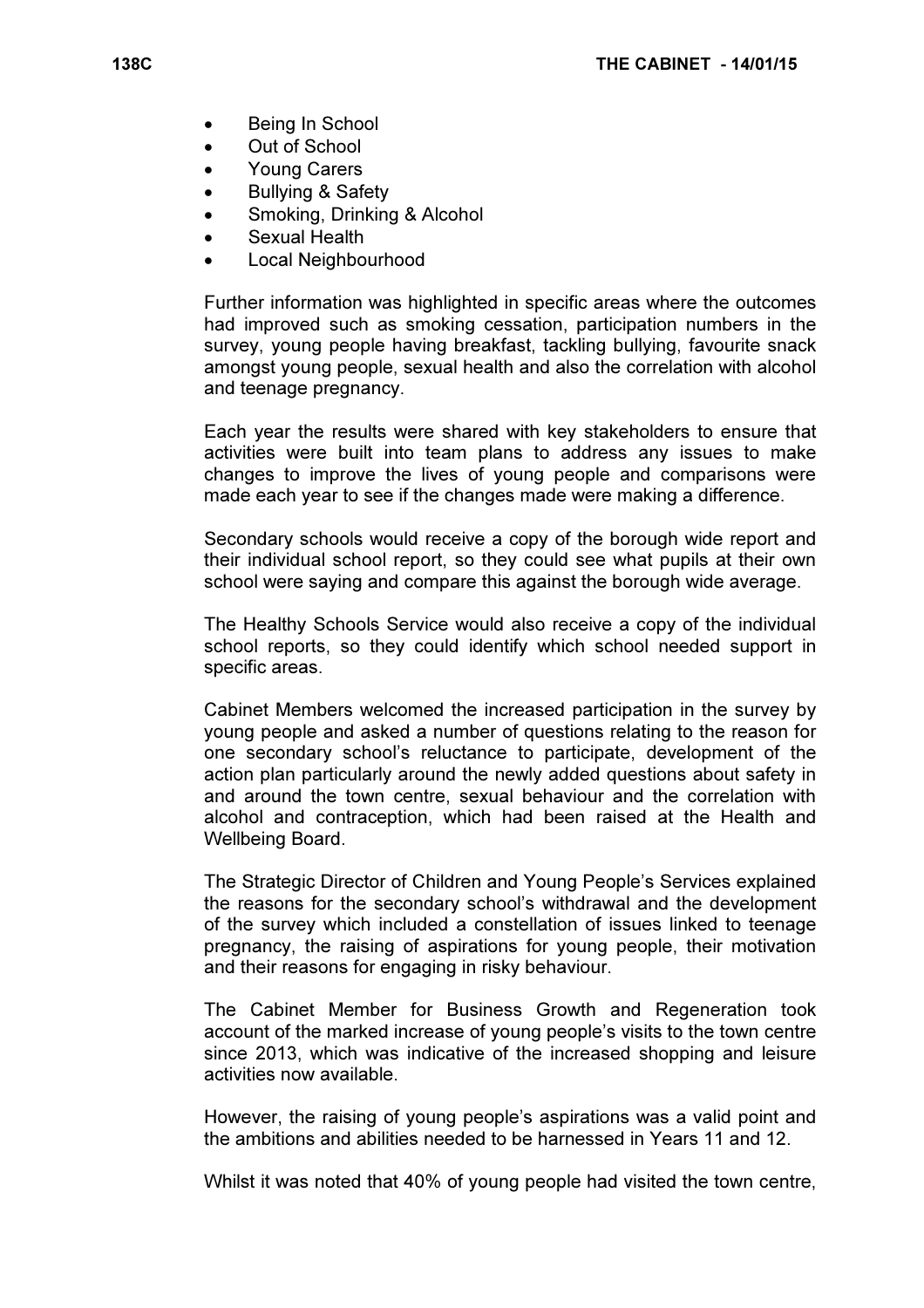- Being In School
- Out of School
- Young Carers
- Bullying & Safety
- Smoking, Drinking & Alcohol
- Sexual Health
- Local Neighbourhood

Further information was highlighted in specific areas where the outcomes had improved such as smoking cessation, participation numbers in the survey, young people having breakfast, tackling bullying, favourite snack amongst young people, sexual health and also the correlation with alcohol and teenage pregnancy.

Each year the results were shared with key stakeholders to ensure that activities were built into team plans to address any issues to make changes to improve the lives of young people and comparisons were made each year to see if the changes made were making a difference.

Secondary schools would receive a copy of the borough wide report and their individual school report, so they could see what pupils at their own school were saying and compare this against the borough wide average.

The Healthy Schools Service would also receive a copy of the individual school reports, so they could identify which school needed support in specific areas.

Cabinet Members welcomed the increased participation in the survey by young people and asked a number of questions relating to the reason for one secondary school's reluctance to participate, development of the action plan particularly around the newly added questions about safety in and around the town centre, sexual behaviour and the correlation with alcohol and contraception, which had been raised at the Health and Wellbeing Board.

The Strategic Director of Children and Young People's Services explained the reasons for the secondary school's withdrawal and the development of the survey which included a constellation of issues linked to teenage pregnancy, the raising of aspirations for young people, their motivation and their reasons for engaging in risky behaviour.

The Cabinet Member for Business Growth and Regeneration took account of the marked increase of young people's visits to the town centre since 2013, which was indicative of the increased shopping and leisure activities now available.

However, the raising of young people's aspirations was a valid point and the ambitions and abilities needed to be harnessed in Years 11 and 12.

Whilst it was noted that 40% of young people had visited the town centre,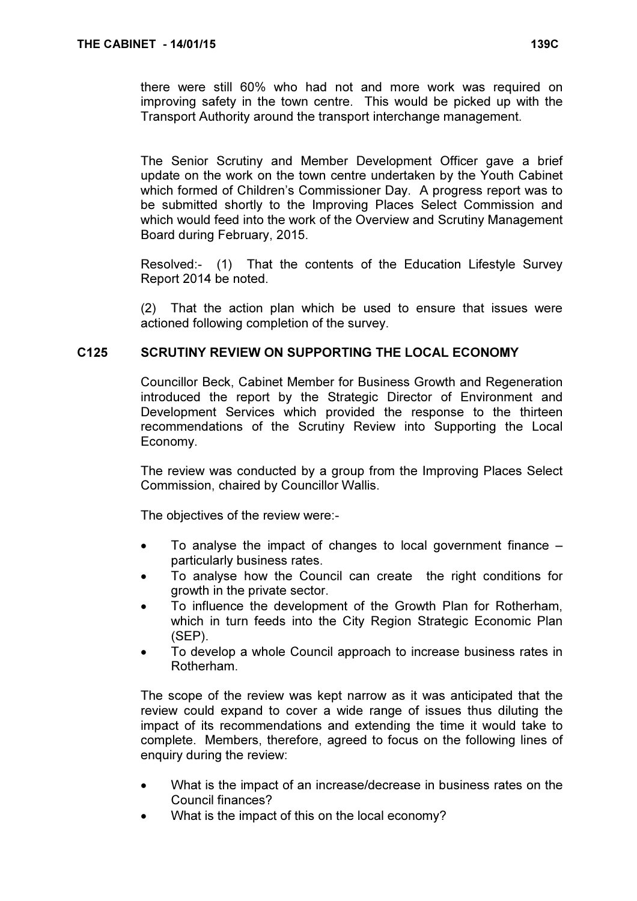there were still 60% who had not and more work was required on improving safety in the town centre. This would be picked up with the Transport Authority around the transport interchange management.

The Senior Scrutiny and Member Development Officer gave a brief update on the work on the town centre undertaken by the Youth Cabinet which formed of Children's Commissioner Day. A progress report was to be submitted shortly to the Improving Places Select Commission and which would feed into the work of the Overview and Scrutiny Management Board during February, 2015.

Resolved:- (1) That the contents of the Education Lifestyle Survey Report 2014 be noted.

(2) That the action plan which be used to ensure that issues were actioned following completion of the survey.

## C125 SCRUTINY REVIEW ON SUPPORTING THE LOCAL ECONOMY

Councillor Beck, Cabinet Member for Business Growth and Regeneration introduced the report by the Strategic Director of Environment and Development Services which provided the response to the thirteen recommendations of the Scrutiny Review into Supporting the Local Economy.

The review was conducted by a group from the Improving Places Select Commission, chaired by Councillor Wallis.

The objectives of the review were:-

- To analyse the impact of changes to local government finance – particularly business rates.
- To analyse how the Council can create the right conditions for growth in the private sector.
- To influence the development of the Growth Plan for Rotherham, which in turn feeds into the City Region Strategic Economic Plan (SEP).
- To develop a whole Council approach to increase business rates in Rotherham.

The scope of the review was kept narrow as it was anticipated that the review could expand to cover a wide range of issues thus diluting the impact of its recommendations and extending the time it would take to complete. Members, therefore, agreed to focus on the following lines of enquiry during the review:

- What is the impact of an increase/decrease in business rates on the Council finances?
- What is the impact of this on the local economy?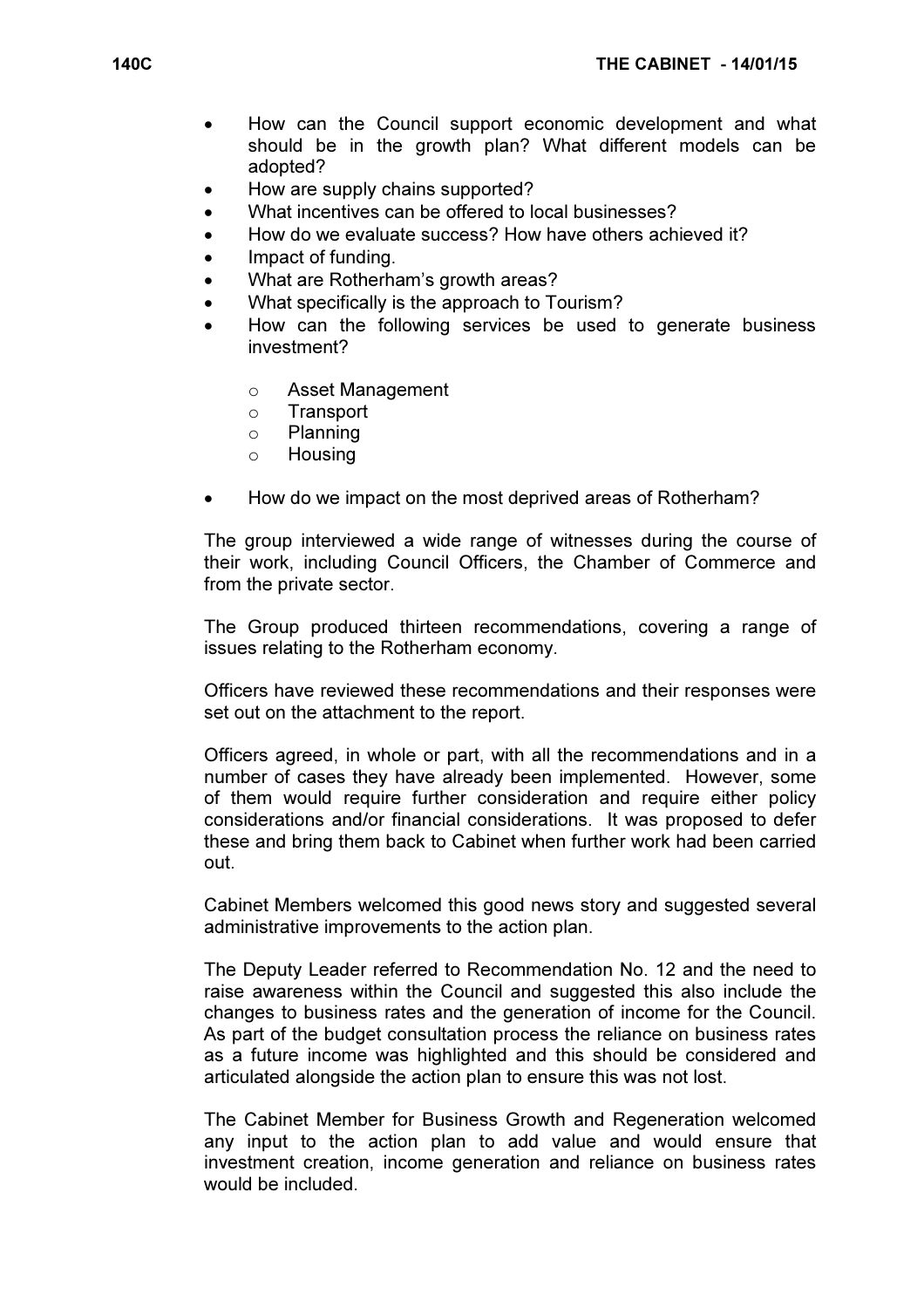- How can the Council support economic development and what should be in the growth plan? What different models can be adopted?
- How are supply chains supported?
- What incentives can be offered to local businesses?
- How do we evaluate success? How have others achieved it?
- Impact of funding.
- What are Rotherham's growth areas?
- What specifically is the approach to Tourism?
- How can the following services be used to generate business investment?
  - Asset Management
  - Transport
  - Planning
  - Housing
- How do we impact on the most deprived areas of Rotherham?

The group interviewed a wide range of witnesses during the course of their work, including Council Officers, the Chamber of Commerce and from the private sector.

The Group produced thirteen recommendations, covering a range of issues relating to the Rotherham economy.

Officers have reviewed these recommendations and their responses were set out on the attachment to the report.

Officers agreed, in whole or part, with all the recommendations and in a number of cases they have already been implemented. However, some of them would require further consideration and require either policy considerations and/or financial considerations. It was proposed to defer these and bring them back to Cabinet when further work had been carried out.

Cabinet Members welcomed this good news story and suggested several administrative improvements to the action plan.

The Deputy Leader referred to Recommendation No. 12 and the need to raise awareness within the Council and suggested this also include the changes to business rates and the generation of income for the Council. As part of the budget consultation process the reliance on business rates as a future income was highlighted and this should be considered and articulated alongside the action plan to ensure this was not lost.

The Cabinet Member for Business Growth and Regeneration welcomed any input to the action plan to add value and would ensure that investment creation, income generation and reliance on business rates would be included.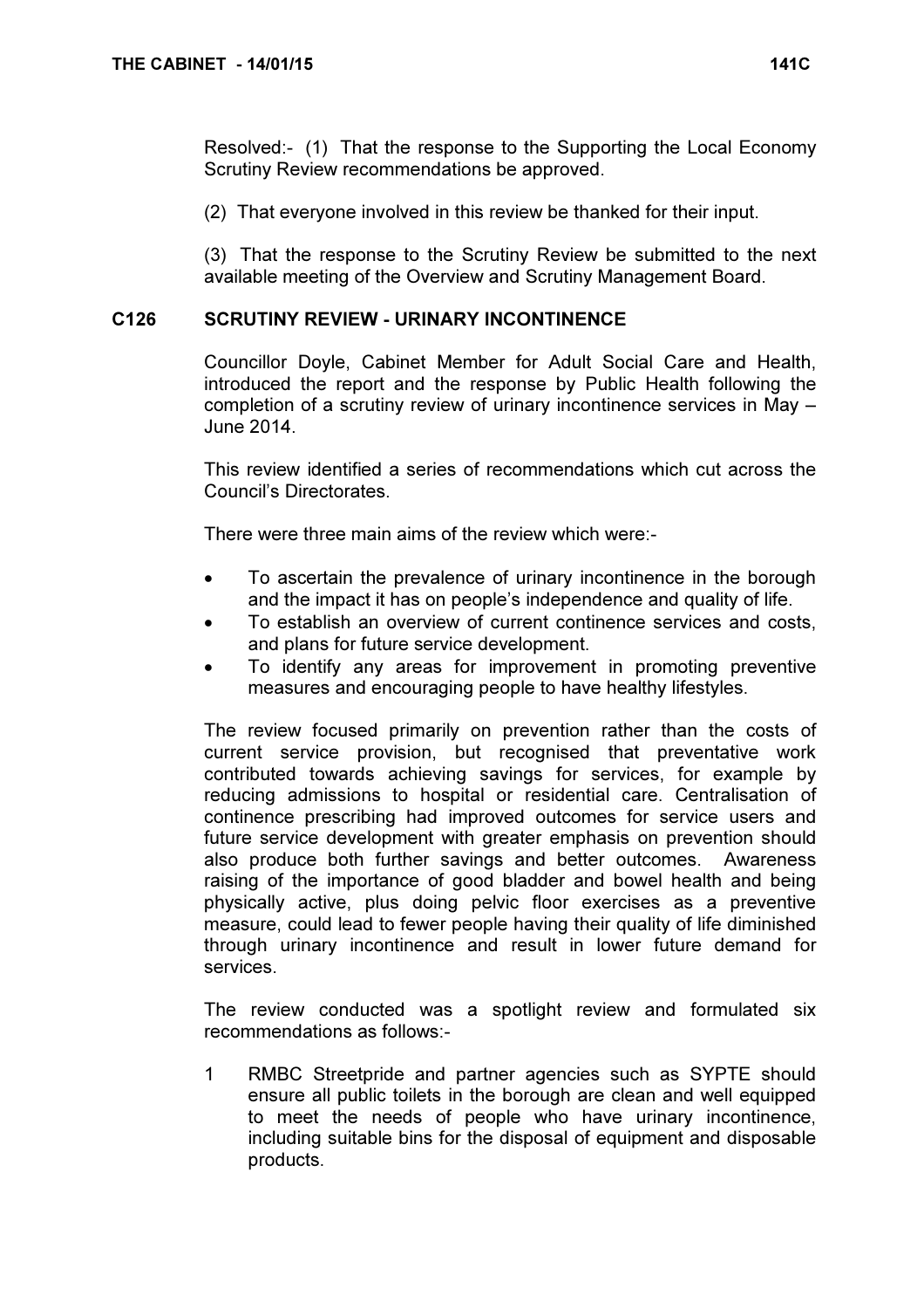Resolved:- (1) That the response to the Supporting the Local Economy Scrutiny Review recommendations be approved.

(2) That everyone involved in this review be thanked for their input.

(3) That the response to the Scrutiny Review be submitted to the next available meeting of the Overview and Scrutiny Management Board.

## C126 SCRUTINY REVIEW - URINARY INCONTINENCE

Councillor Doyle, Cabinet Member for Adult Social Care and Health, introduced the report and the response by Public Health following the completion of a scrutiny review of urinary incontinence services in May – June 2014.

This review identified a series of recommendations which cut across the Council's Directorates.

There were three main aims of the review which were:-

- To ascertain the prevalence of urinary incontinence in the borough and the impact it has on people's independence and quality of life.
- To establish an overview of current continence services and costs, and plans for future service development.
- To identify any areas for improvement in promoting preventive measures and encouraging people to have healthy lifestyles.

The review focused primarily on prevention rather than the costs of current service provision, but recognised that preventative work contributed towards achieving savings for services, for example by reducing admissions to hospital or residential care. Centralisation of continence prescribing had improved outcomes for service users and future service development with greater emphasis on prevention should also produce both further savings and better outcomes. Awareness raising of the importance of good bladder and bowel health and being physically active, plus doing pelvic floor exercises as a preventive measure, could lead to fewer people having their quality of life diminished through urinary incontinence and result in lower future demand for services.

The review conducted was a spotlight review and formulated six recommendations as follows:-

1. RMBC Streetpride and partner agencies such as SYPTE should ensure all public toilets in the borough are clean and well equipped to meet the needs of people who have urinary incontinence, including suitable bins for the disposal of equipment and disposable products.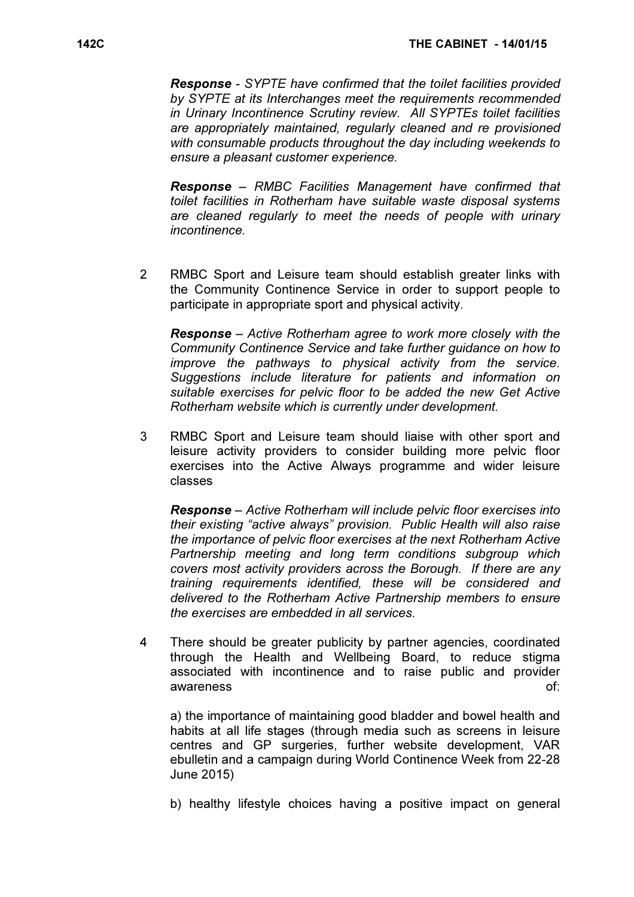***Response*** *- SYPTE have confirmed that the toilet facilities provided by SYPTE at its Interchanges meet the requirements recommended in Urinary Incontinence Scrutiny review. All SYPTEs toilet facilities are appropriately maintained, regularly cleaned and re provisioned with consumable products throughout the day including weekends to ensure a pleasant customer experience.*

***Response*** *– RMBC Facilities Management have confirmed that toilet facilities in Rotherham have suitable waste disposal systems are cleaned regularly to meet the needs of people with urinary incontinence.*

2 RMBC Sport and Leisure team should establish greater links with the Community Continence Service in order to support people to participate in appropriate sport and physical activity.

***Response*** *– Active Rotherham agree to work more closely with the Community Continence Service and take further guidance on how to improve the pathways to physical activity from the service. Suggestions include literature for patients and information on suitable exercises for pelvic floor to be added the new Get Active Rotherham website which is currently under development.*

3 RMBC Sport and Leisure team should liaise with other sport and leisure activity providers to consider building more pelvic floor exercises into the Active Always programme and wider leisure classes

***Response*** *– Active Rotherham will include pelvic floor exercises into their existing "active always" provision. Public Health will also raise the importance of pelvic floor exercises at the next Rotherham Active Partnership meeting and long term conditions subgroup which covers most activity providers across the Borough. If there are any training requirements identified, these will be considered and delivered to the Rotherham Active Partnership members to ensure the exercises are embedded in all services.*

4 There should be greater publicity by partner agencies, coordinated through the Health and Wellbeing Board, to reduce stigma associated with incontinence and to raise public and provider awareness of:

a) the importance of maintaining good bladder and bowel health and habits at all life stages (through media such as screens in leisure centres and GP surgeries, further website development, VAR ebulletin and a campaign during World Continence Week from 22-28 June 2015)

b) healthy lifestyle choices having a positive impact on general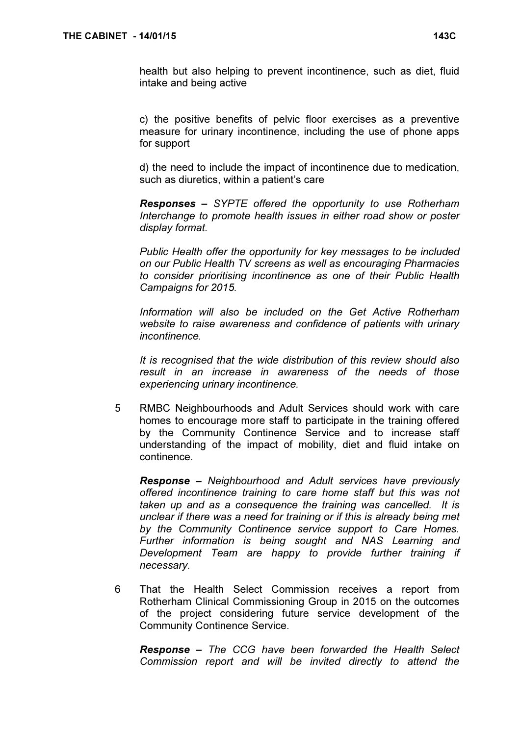health but also helping to prevent incontinence, such as diet, fluid intake and being active

c) the positive benefits of pelvic floor exercises as a preventive measure for urinary incontinence, including the use of phone apps for support

d) the need to include the impact of incontinence due to medication, such as diuretics, within a patient's care

***Responses –*** *SYPTE offered the opportunity to use Rotherham Interchange to promote health issues in either road show or poster display format.*

*Public Health offer the opportunity for key messages to be included on our Public Health TV screens as well as encouraging Pharmacies to consider prioritising incontinence as one of their Public Health Campaigns for 2015.*

*Information will also be included on the Get Active Rotherham website to raise awareness and confidence of patients with urinary incontinence.*

*It is recognised that the wide distribution of this review should also result in an increase in awareness of the needs of those experiencing urinary incontinence.*

5 RMBC Neighbourhoods and Adult Services should work with care homes to encourage more staff to participate in the training offered by the Community Continence Service and to increase staff understanding of the impact of mobility, diet and fluid intake on continence.

***Response –*** *Neighbourhood and Adult services have previously offered incontinence training to care home staff but this was not taken up and as a consequence the training was cancelled. It is unclear if there was a need for training or if this is already being met by the Community Continence service support to Care Homes. Further information is being sought and NAS Learning and Development Team are happy to provide further training if necessary.*

6 That the Health Select Commission receives a report from Rotherham Clinical Commissioning Group in 2015 on the outcomes of the project considering future service development of the Community Continence Service.

***Response –*** *The CCG have been forwarded the Health Select Commission report and will be invited directly to attend the*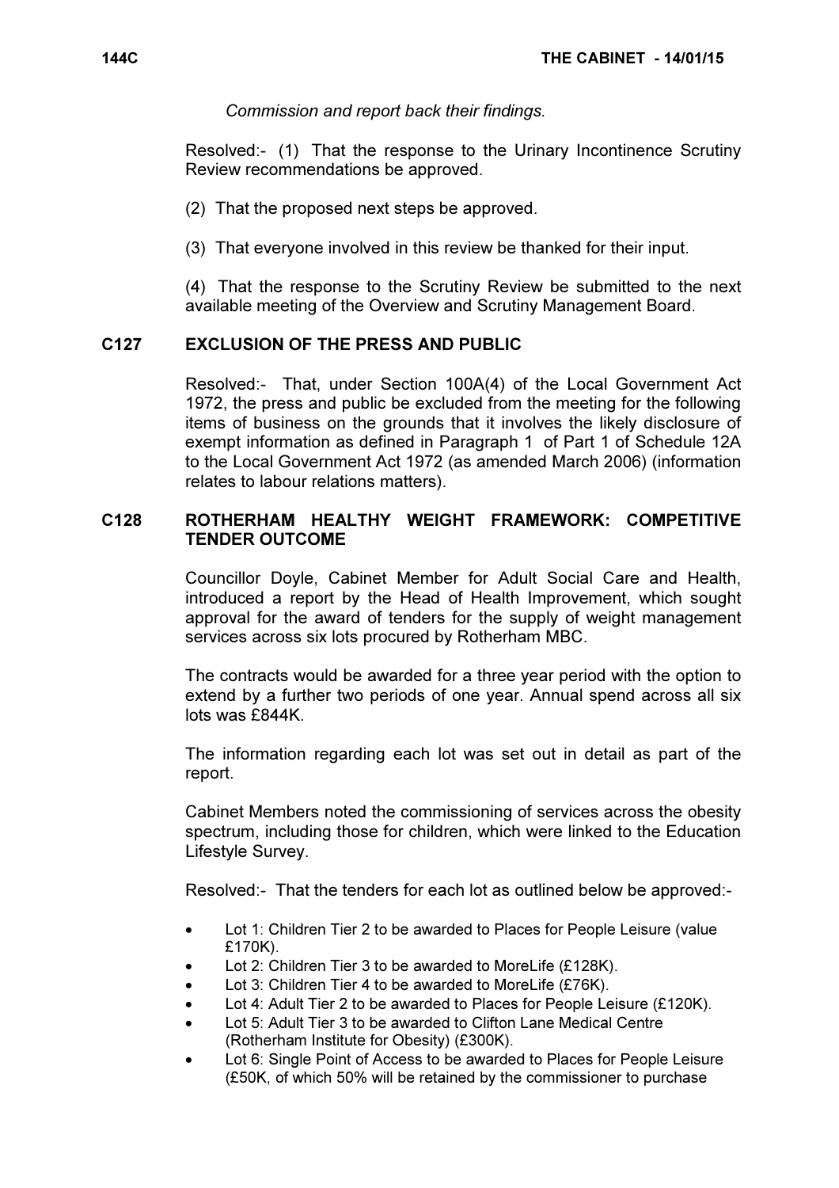*Commission and report back their findings.*

Resolved:- (1) That the response to the Urinary Incontinence Scrutiny Review recommendations be approved.

(2) That the proposed next steps be approved.

(3) That everyone involved in this review be thanked for their input.

(4) That the response to the Scrutiny Review be submitted to the next available meeting of the Overview and Scrutiny Management Board.

## C127 EXCLUSION OF THE PRESS AND PUBLIC

Resolved:- That, under Section 100A(4) of the Local Government Act 1972, the press and public be excluded from the meeting for the following items of business on the grounds that it involves the likely disclosure of exempt information as defined in Paragraph 1 of Part 1 of Schedule 12A to the Local Government Act 1972 (as amended March 2006) (information relates to labour relations matters).

## C128 ROTHERHAM HEALTHY WEIGHT FRAMEWORK: COMPETITIVE TENDER OUTCOME

Councillor Doyle, Cabinet Member for Adult Social Care and Health, introduced a report by the Head of Health Improvement, which sought approval for the award of tenders for the supply of weight management services across six lots procured by Rotherham MBC.

The contracts would be awarded for a three year period with the option to extend by a further two periods of one year. Annual spend across all six lots was £844K.

The information regarding each lot was set out in detail as part of the report.

Cabinet Members noted the commissioning of services across the obesity spectrum, including those for children, which were linked to the Education Lifestyle Survey.

Resolved:- That the tenders for each lot as outlined below be approved:-

- Lot 1: Children Tier 2 to be awarded to Places for People Leisure (value £170K).
- Lot 2: Children Tier 3 to be awarded to MoreLife (£128K).
- Lot 3: Children Tier 4 to be awarded to MoreLife (£76K).
- Lot 4: Adult Tier 2 to be awarded to Places for People Leisure (£120K).
- Lot 5: Adult Tier 3 to be awarded to Clifton Lane Medical Centre (Rotherham Institute for Obesity) (£300K).
- Lot 6: Single Point of Access to be awarded to Places for People Leisure (£50K, of which 50% will be retained by the commissioner to purchase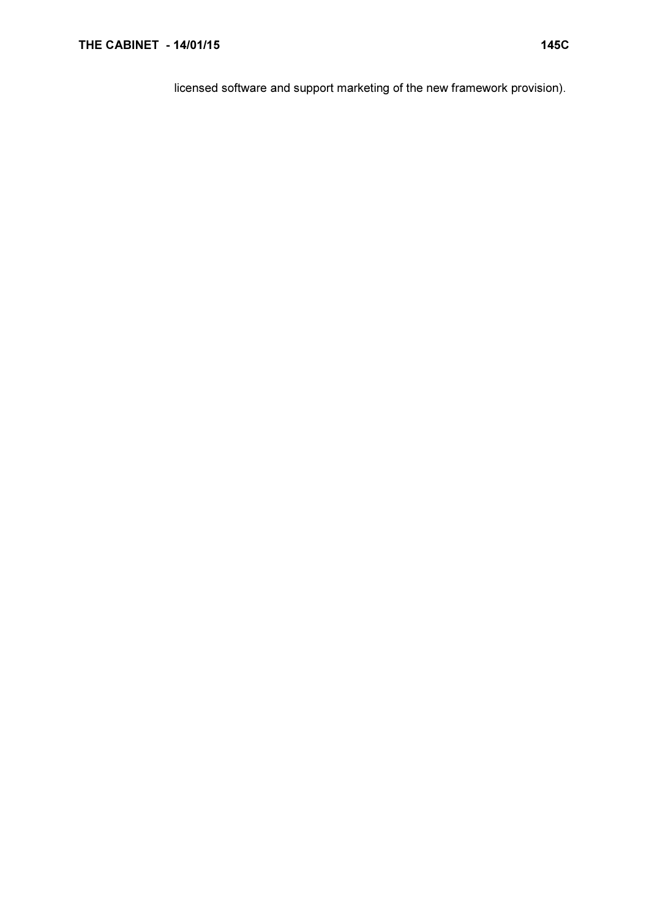licensed software and support marketing of the new framework provision).